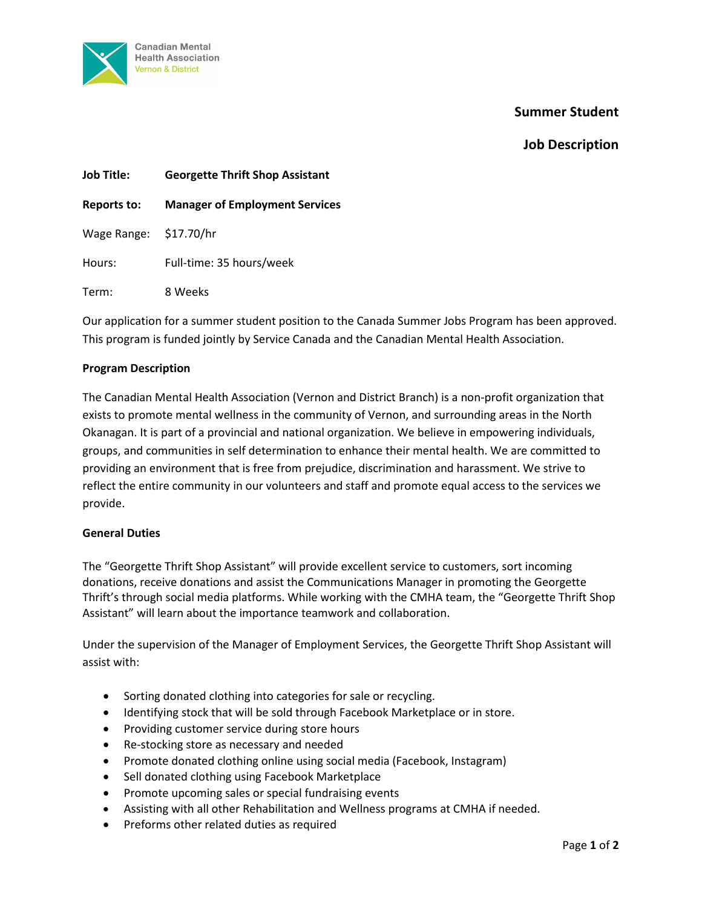Canadian Mental Health Association
Vernon & District

# Summer Student

# Job Description

**Job Title:** **Georgette Thrift Shop Assistant**

**Reports to:** **Manager of Employment Services**

Wage Range: $17.70/hr

Hours: Full-time: 35 hours/week

Term: 8 Weeks

Our application for a summer student position to the Canada Summer Jobs Program has been approved. This program is funded jointly by Service Canada and the Canadian Mental Health Association.

**Program Description**

The Canadian Mental Health Association (Vernon and District Branch) is a non-profit organization that exists to promote mental wellness in the community of Vernon, and surrounding areas in the North Okanagan. It is part of a provincial and national organization. We believe in empowering individuals, groups, and communities in self determination to enhance their mental health. We are committed to providing an environment that is free from prejudice, discrimination and harassment. We strive to reflect the entire community in our volunteers and staff and promote equal access to the services we provide.

**General Duties**

The "Georgette Thrift Shop Assistant" will provide excellent service to customers, sort incoming donations, receive donations and assist the Communications Manager in promoting the Georgette Thrift's through social media platforms. While working with the CMHA team, the "Georgette Thrift Shop Assistant" will learn about the importance teamwork and collaboration.

Under the supervision of the Manager of Employment Services, the Georgette Thrift Shop Assistant will assist with:

- Sorting donated clothing into categories for sale or recycling.
- Identifying stock that will be sold through Facebook Marketplace or in store.
- Providing customer service during store hours
- Re-stocking store as necessary and needed
- Promote donated clothing online using social media (Facebook, Instagram)
- Sell donated clothing using Facebook Marketplace
- Promote upcoming sales or special fundraising events
- Assisting with all other Rehabilitation and Wellness programs at CMHA if needed.
- Preforms other related duties as required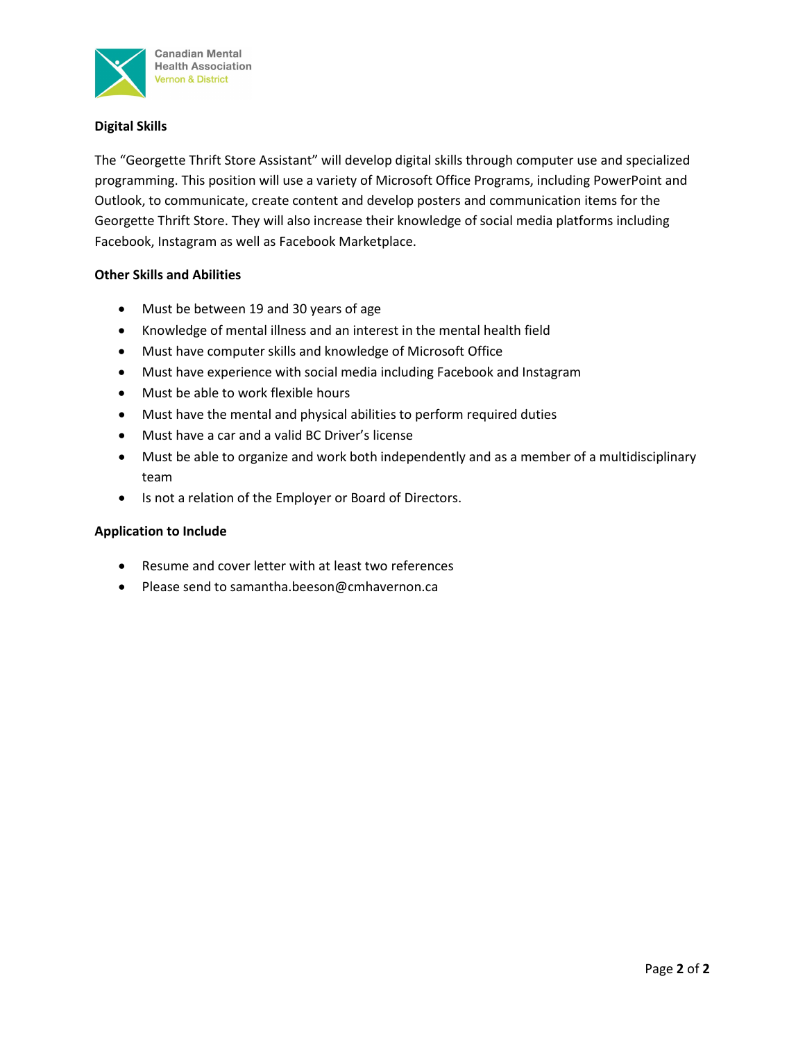## Digital Skills

The "Georgette Thrift Store Assistant" will develop digital skills through computer use and specialized programming. This position will use a variety of Microsoft Office Programs, including PowerPoint and Outlook, to communicate, create content and develop posters and communication items for the Georgette Thrift Store. They will also increase their knowledge of social media platforms including Facebook, Instagram as well as Facebook Marketplace.

## Other Skills and Abilities

- Must be between 19 and 30 years of age
- Knowledge of mental illness and an interest in the mental health field
- Must have computer skills and knowledge of Microsoft Office
- Must have experience with social media including Facebook and Instagram
- Must be able to work flexible hours
- Must have the mental and physical abilities to perform required duties
- Must have a car and a valid BC Driver's license
- Must be able to organize and work both independently and as a member of a multidisciplinary team
- Is not a relation of the Employer or Board of Directors.

## Application to Include

- Resume and cover letter with at least two references
- Please send to samantha.beeson@cmhavernon.ca